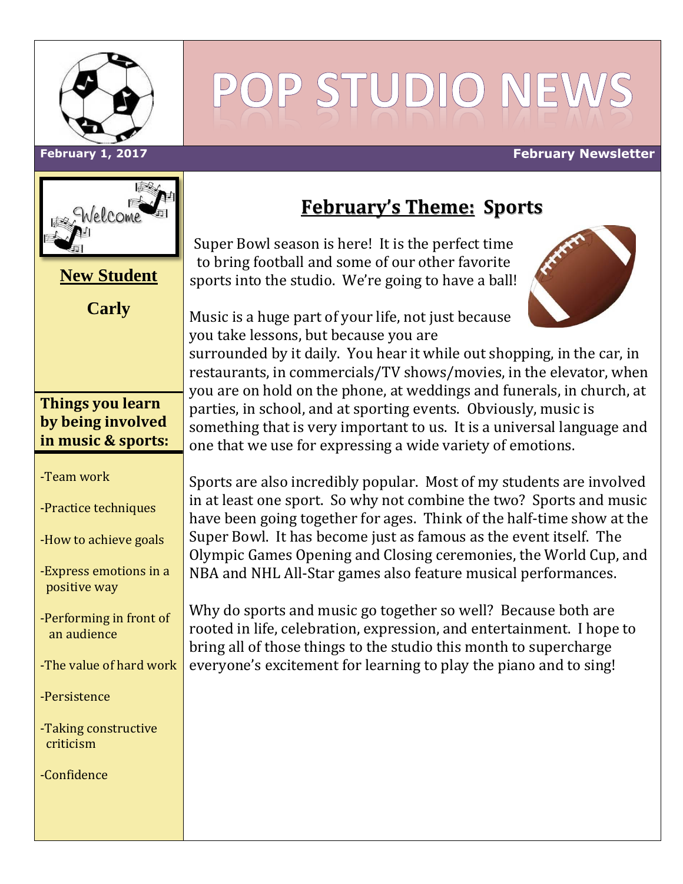# POP STUDIO NEWS

**February 1, 2017** **February Newsletter**

## February's Theme: Sports

Super Bowl season is here! It is the perfect time to bring football and some of our other favorite sports into the studio. We're going to have a ball!

Music is a huge part of your life, not just because you take lessons, but because you are surrounded by it daily. You hear it while out shopping, in the car, in restaurants, in commercials/TV shows/movies, in the elevator, when you are on hold on the phone, at weddings and funerals, in church, at parties, in school, and at sporting events. Obviously, music is something that is very important to us. It is a universal language and one that we use for expressing a wide variety of emotions.

Sports are also incredibly popular. Most of my students are involved in at least one sport. So why not combine the two? Sports and music have been going together for ages. Think of the half-time show at the Super Bowl. It has become just as famous as the event itself. The Olympic Games Opening and Closing ceremonies, the World Cup, and NBA and NHL All-Star games also feature musical performances.

Why do sports and music go together so well? Because both are rooted in life, celebration, expression, and entertainment. I hope to bring all of those things to the studio this month to supercharge everyone's excitement for learning to play the piano and to sing!

Welcome

**New Student**

**Carly**

**Things you learn by being involved in music & sports:**

-Team work

-Practice techniques

-How to achieve goals

-Express emotions in a positive way

-Performing in front of an audience

-The value of hard work

-Persistence

-Taking constructive criticism

-Confidence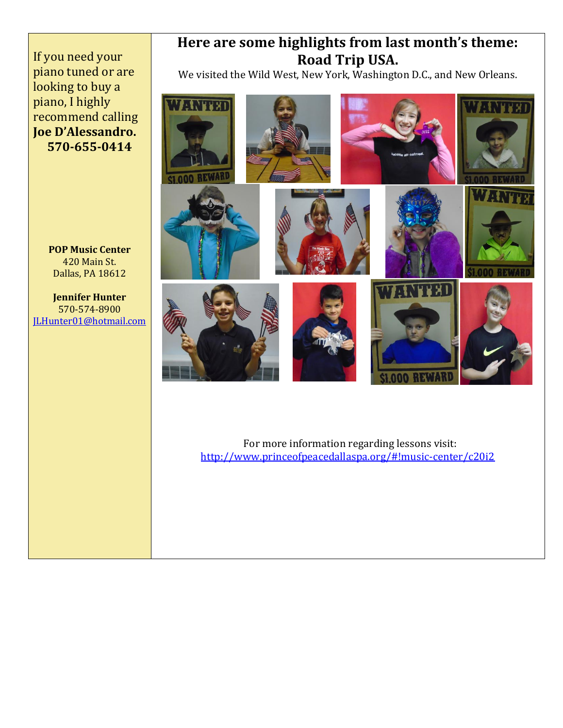If you need your piano tuned or are looking to buy a piano, I highly recommend calling **Joe D'Alessandro. 570-655-0414**

**POP Music Center**
420 Main St.
Dallas, PA 18612

**Jennifer Hunter**
570-574-8900
JLHunter01@hotmail.com

## Here are some highlights from last month's theme: Road Trip USA.

We visited the Wild West, New York, Washington D.C., and New Orleans.

For more information regarding lessons visit:
http://www.princeofpeacedallaspa.org/#!music-center/c20i2